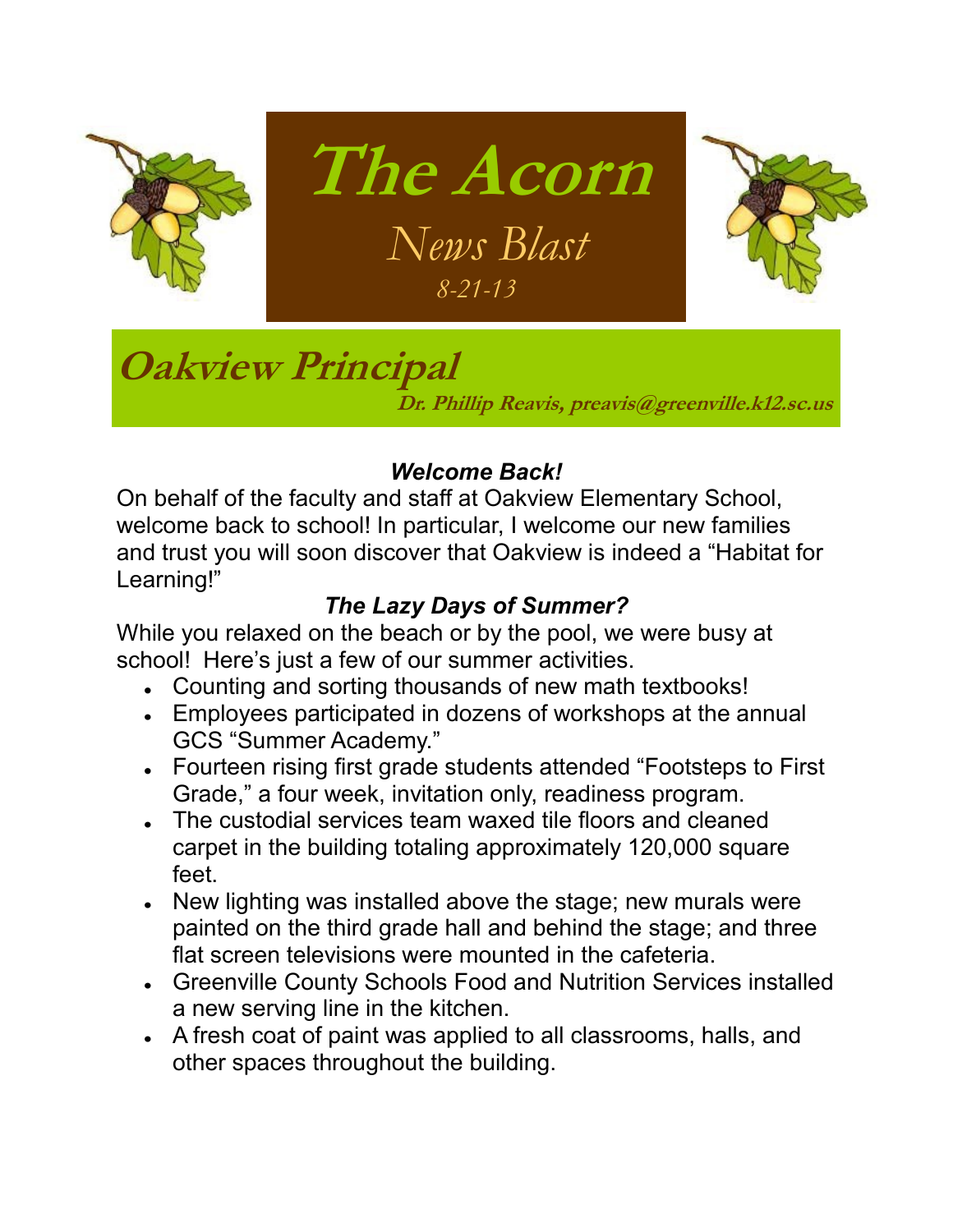# The Acorn

*News Blast*

*8-21-13*

## Oakview Principal

**Dr. Phillip Reavis, preavis@greenville.k12.sc.us**

### *Welcome Back!*

On behalf of the faculty and staff at Oakview Elementary School, welcome back to school! In particular, I welcome our new families and trust you will soon discover that Oakview is indeed a "Habitat for Learning!"

### *The Lazy Days of Summer?*

While you relaxed on the beach or by the pool, we were busy at school! Here's just a few of our summer activities.

- Counting and sorting thousands of new math textbooks!
- Employees participated in dozens of workshops at the annual GCS "Summer Academy."
- Fourteen rising first grade students attended "Footsteps to First Grade," a four week, invitation only, readiness program.
- The custodial services team waxed tile floors and cleaned carpet in the building totaling approximately 120,000 square feet.
- New lighting was installed above the stage; new murals were painted on the third grade hall and behind the stage; and three flat screen televisions were mounted in the cafeteria.
- Greenville County Schools Food and Nutrition Services installed a new serving line in the kitchen.
- A fresh coat of paint was applied to all classrooms, halls, and other spaces throughout the building.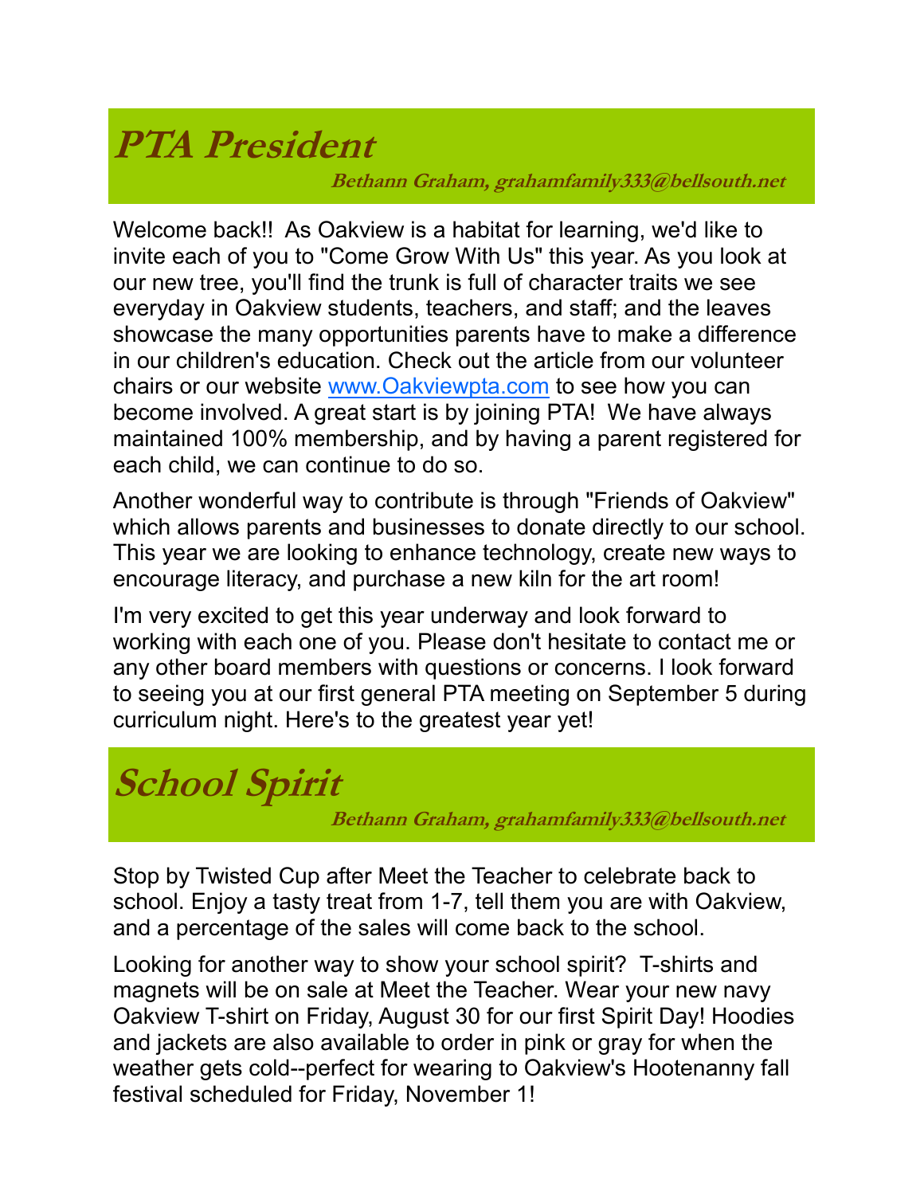# PTA President

**Bethann Graham, grahamfamily333@bellsouth.net**

Welcome back!! As Oakview is a habitat for learning, we'd like to invite each of you to "Come Grow With Us" this year. As you look at our new tree, you'll find the trunk is full of character traits we see everyday in Oakview students, teachers, and staff; and the leaves showcase the many opportunities parents have to make a difference in our children's education. Check out the article from our volunteer chairs or our website [www.Oakviewpta.com](http://www.Oakviewpta.com) to see how you can become involved. A great start is by joining PTA! We have always maintained 100% membership, and by having a parent registered for each child, we can continue to do so.

Another wonderful way to contribute is through "Friends of Oakview" which allows parents and businesses to donate directly to our school. This year we are looking to enhance technology, create new ways to encourage literacy, and purchase a new kiln for the art room!

I'm very excited to get this year underway and look forward to working with each one of you. Please don't hesitate to contact me or any other board members with questions or concerns. I look forward to seeing you at our first general PTA meeting on September 5 during curriculum night. Here's to the greatest year yet!

# School Spirit

**Bethann Graham, grahamfamily333@bellsouth.net**

Stop by Twisted Cup after Meet the Teacher to celebrate back to school. Enjoy a tasty treat from 1-7, tell them you are with Oakview, and a percentage of the sales will come back to the school.

Looking for another way to show your school spirit? T-shirts and magnets will be on sale at Meet the Teacher. Wear your new navy Oakview T-shirt on Friday, August 30 for our first Spirit Day! Hoodies and jackets are also available to order in pink or gray for when the weather gets cold--perfect for wearing to Oakview's Hootenanny fall festival scheduled for Friday, November 1!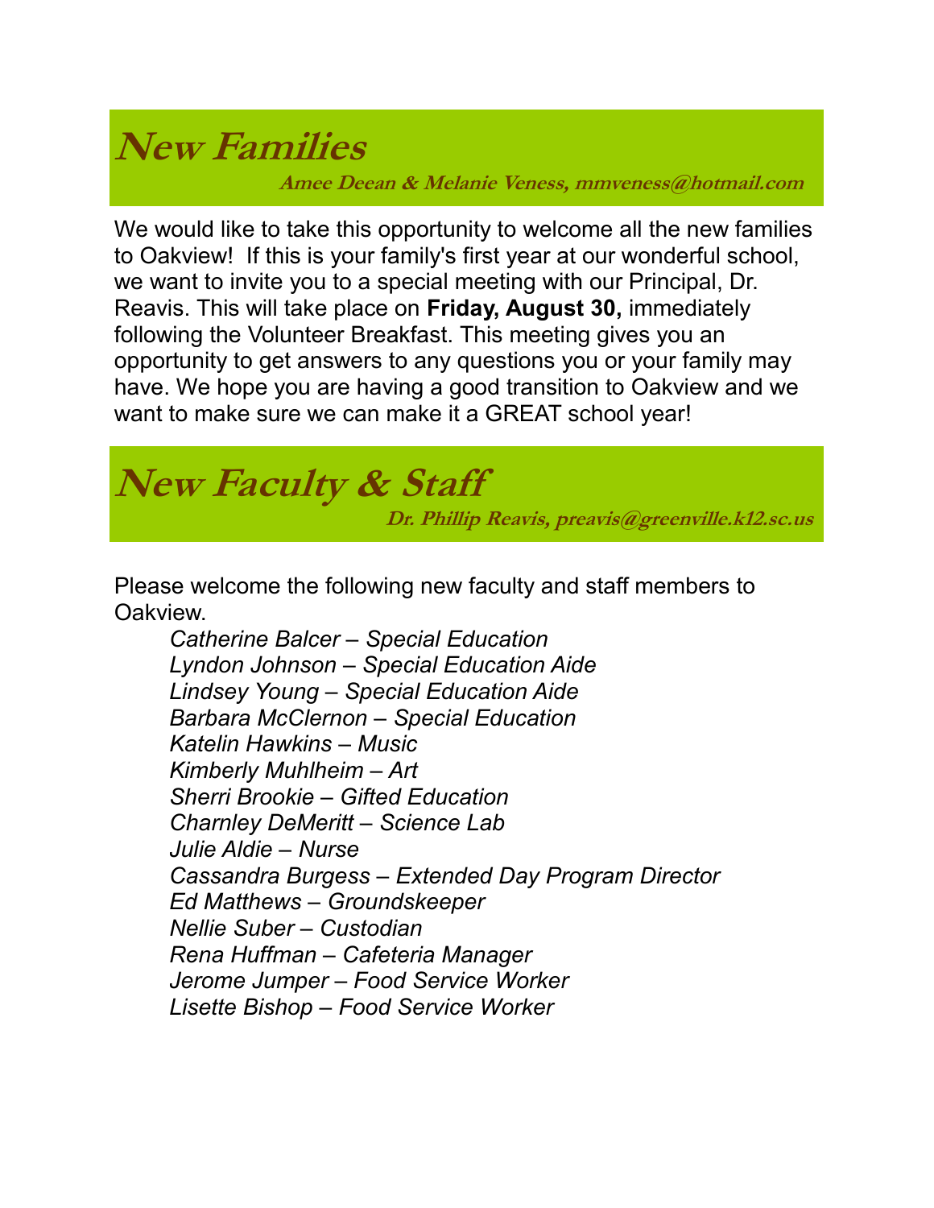## New Families

**Amee Deean & Melanie Veness, mmveness@hotmail.com**

We would like to take this opportunity to welcome all the new families to Oakview! If this is your family's first year at our wonderful school, we want to invite you to a special meeting with our Principal, Dr. Reavis. This will take place on **Friday, August 30,** immediately following the Volunteer Breakfast. This meeting gives you an opportunity to get answers to any questions you or your family may have. We hope you are having a good transition to Oakview and we want to make sure we can make it a GREAT school year!

## New Faculty & Staff

**Dr. Phillip Reavis, preavis@greenville.k12.sc.us**

Please welcome the following new faculty and staff members to Oakview.

*Catherine Balcer – Special Education*
*Lyndon Johnson – Special Education Aide*
*Lindsey Young – Special Education Aide*
*Barbara McClernon – Special Education*
*Katelin Hawkins – Music*
*Kimberly Muhlheim – Art*
*Sherri Brookie – Gifted Education*
*Charnley DeMeritt – Science Lab*
*Julie Aldie – Nurse*
*Cassandra Burgess – Extended Day Program Director*
*Ed Matthews – Groundskeeper*
*Nellie Suber – Custodian*
*Rena Huffman – Cafeteria Manager*
*Jerome Jumper – Food Service Worker*
*Lisette Bishop – Food Service Worker*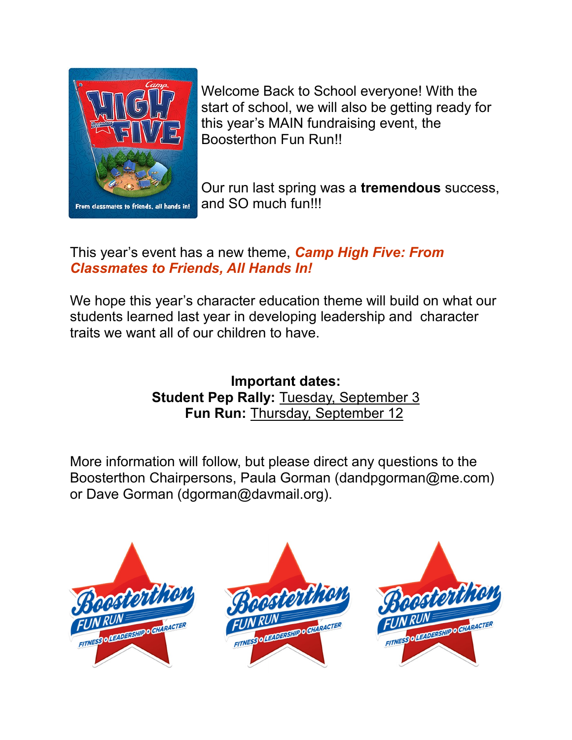Welcome Back to School everyone! With the start of school, we will also be getting ready for this year's MAIN fundraising event, the Boosterthon Fun Run!!

Our run last spring was a **tremendous** success, and SO much fun!!!

This year's event has a new theme, ***Camp High Five: From Classmates to Friends, All Hands In!***

We hope this year's character education theme will build on what our students learned last year in developing leadership and character traits we want all of our children to have.

**Important dates:**
**Student Pep Rally:** Tuesday, September 3
**Fun Run:** Thursday, September 12

More information will follow, but please direct any questions to the Boosterthon Chairpersons, Paula Gorman (dandpgorman@me.com) or Dave Gorman (dgorman@davmail.org).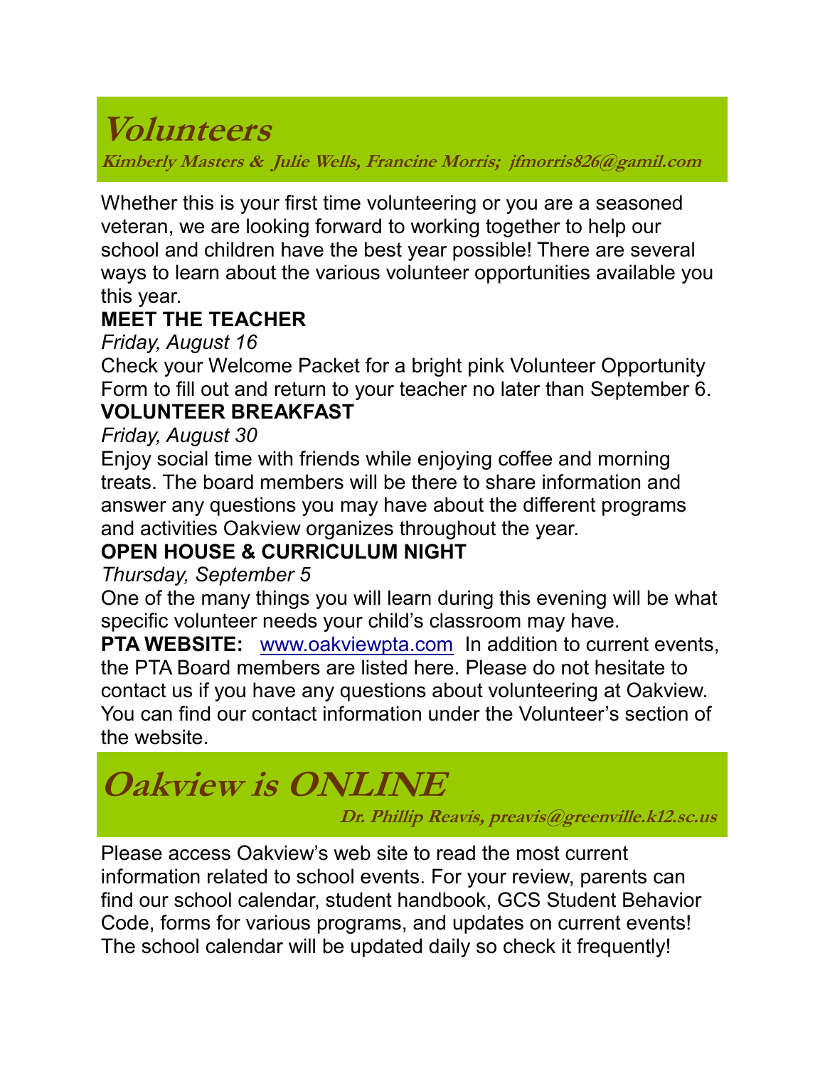# Volunteers

***Kimberly Masters & Julie Wells, Francine Morris; jfmorris826@gamil.com***

Whether this is your first time volunteering or you are a seasoned veteran, we are looking forward to working together to help our school and children have the best year possible! There are several ways to learn about the various volunteer opportunities available you this year.

**MEET THE TEACHER**

*Friday, August 16*

Check your Welcome Packet for a bright pink Volunteer Opportunity Form to fill out and return to your teacher no later than September 6.

**VOLUNTEER BREAKFAST**

*Friday, August 30*

Enjoy social time with friends while enjoying coffee and morning treats. The board members will be there to share information and answer any questions you may have about the different programs and activities Oakview organizes throughout the year.

**OPEN HOUSE & CURRICULUM NIGHT**

*Thursday, September 5*

One of the many things you will learn during this evening will be what specific volunteer needs your child's classroom may have.

**PTA WEBSITE:** [www.oakviewpta.com](http://www.oakviewpta.com) In addition to current events, the PTA Board members are listed here. Please do not hesitate to contact us if you have any questions about volunteering at Oakview. You can find our contact information under the Volunteer's section of the website.

# Oakview is ONLINE

***Dr. Phillip Reavis, preavis@greenville.k12.sc.us***

Please access Oakview's web site to read the most current information related to school events. For your review, parents can find our school calendar, student handbook, GCS Student Behavior Code, forms for various programs, and updates on current events! The school calendar will be updated daily so check it frequently!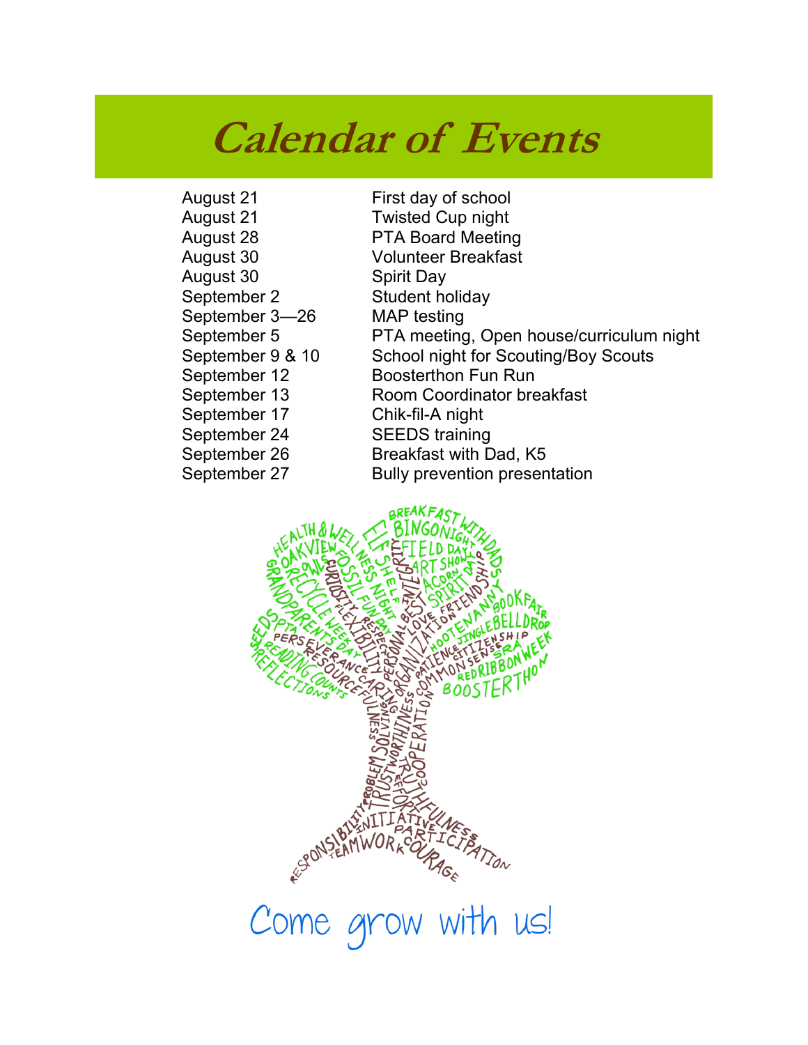# Calendar of Events

| | |
|---|---|
| August 21 | First day of school |
| August 21 | Twisted Cup night |
| August 28 | PTA Board Meeting |
| August 30 | Volunteer Breakfast |
| August 30 | Spirit Day |
| September 2 | Student holiday |
| September 3—26 | MAP testing |
| September 5 | PTA meeting, Open house/curriculum night |
| September 9 & 10 | School night for Scouting/Boy Scouts |
| September 12 | Boosterthon Fun Run |
| September 13 | Room Coordinator breakfast |
| September 17 | Chik-fil-A night |
| September 24 | SEEDS training |
| September 26 | Breakfast with Dad, K5 |
| September 27 | Bully prevention presentation |

Come grow with us!